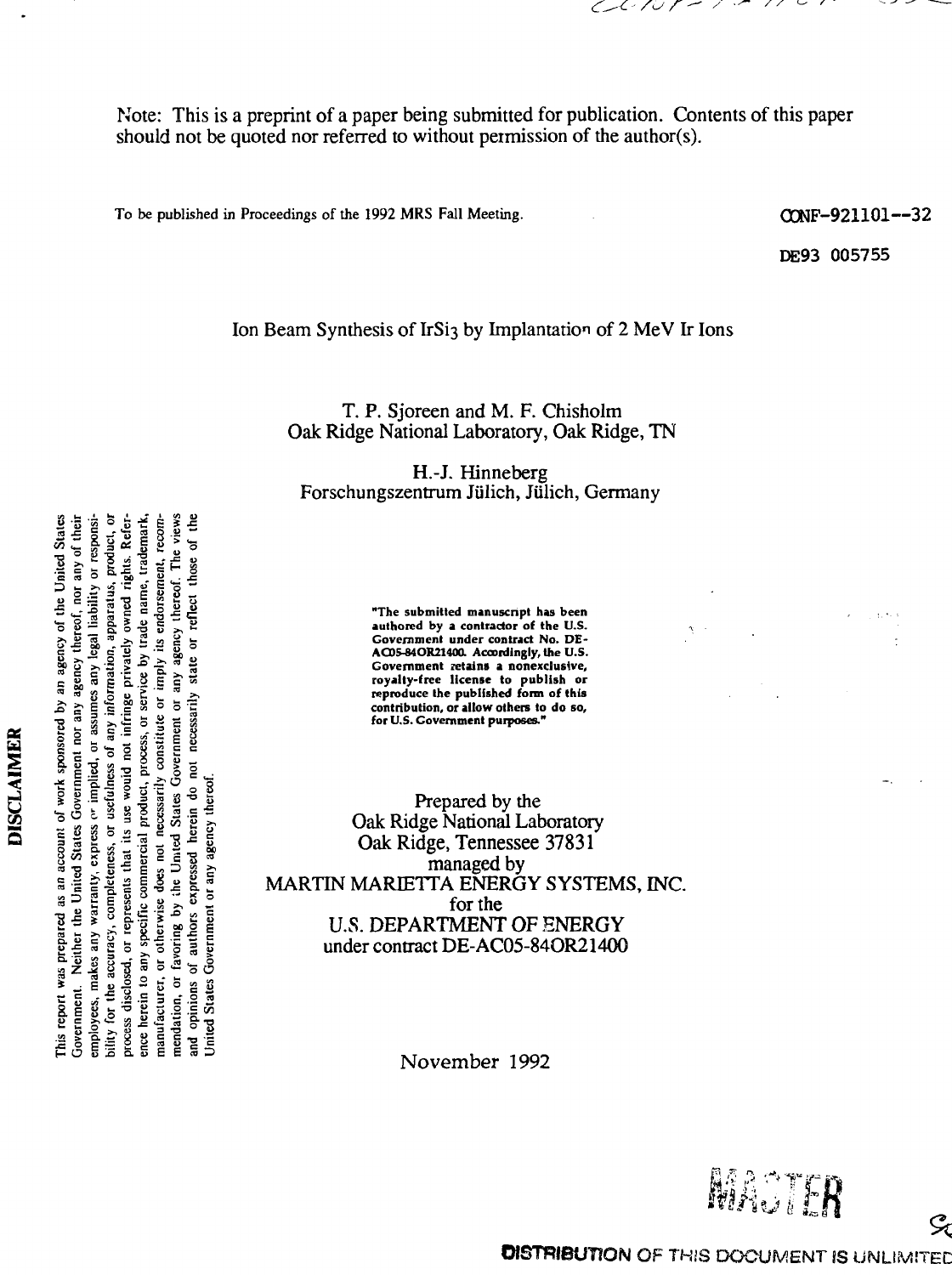Note: This is a preprint of a paper being submitted for publication. Contents of this paper should not be quoted nor referred to without permission of the author(s).

To be published in Proceedings of the 1992 MRS Fall Meeting.

CONF-921101--32

DE93 005755

# Ion Beam Synthesis of $IrSi_3$ by Implantation of 2 MeV Ir Ions

T. P. Sjoreen and M. F. Chisholm
Oak Ridge National Laboratory, Oak Ridge, TN

H.-J. Hinneberg
Forschungszentrum Jülich, Jülich, Germany

**"The submitted manuscript has been authored by a contractor of the U.S. Government under contract No. DE-AC05-84OR21400. Accordingly, the U.S. Government retains a nonexclusive, royalty-free license to publish or reproduce the published form of this contribution, or allow others to do so, for U.S. Government purposes."**

**DISCLAIMER**

This report was prepared as an account of work sponsored by an agency of the United States Government. Neither the United States Government nor any agency thereof, nor any of their employees, makes any warranty, express or implied, or assumes any legal liability or responsibility for the accuracy, completeness, or usefulness of any information, apparatus, product, or process disclosed, or represents that its use would not infringe privately owned rights. Reference herein to any specific commercial product, process, or service by trade name, trademark, manufacturer, or otherwise does not necessarily constitute or imply its endorsement, recommendation, or favoring by the United States Government or any agency thereof. The views and opinions of authors expressed herein do not necessarily state or reflect those of the United States Government or any agency thereof.

Prepared by the
Oak Ridge National Laboratory
Oak Ridge, Tennessee 37831
managed by
MARTIN MARIETTA ENERGY SYSTEMS, INC.
for the
U.S. DEPARTMENT OF ENERGY
under contract DE-AC05-84OR21400

November 1992

MASTER

DISTRIBUTION OF THIS DOCUMENT IS UNLIMITED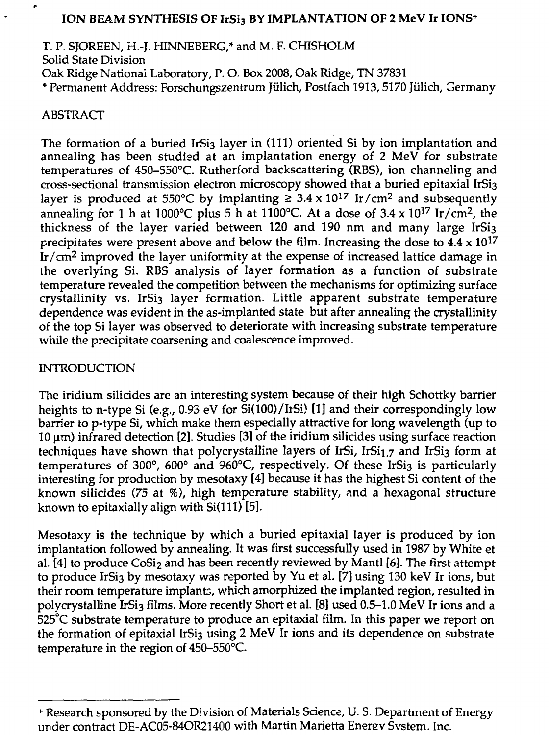# ION BEAM SYNTHESIS OF $IrSi_3$ BY IMPLANTATION OF 2 MeV Ir IONS+

T. P. SJOREEN, H.-J. HINNEBERG,* and M. F. CHISHOLM
Solid State Division
Oak Ridge National Laboratory, P. O. Box 2008, Oak Ridge, TN 37831
* Permanent Address: Forschungszentrum Jülich, Postfach 1913, 5170 Jülich, Germany

## ABSTRACT

The formation of a buried $IrSi_3$ layer in (111) oriented Si by ion implantation and annealing has been studied at an implantation energy of 2 MeV for substrate temperatures of 450–550°C. Rutherford backscattering (RBS), ion channeling and cross-sectional transmission electron microscopy showed that a buried epitaxial $IrSi_3$ layer is produced at 550°C by implanting $\geq 3.4 \times 10^{17}$ Ir/cm$^2$ and subsequently annealing for 1 h at 1000°C plus 5 h at 1100°C. At a dose of $3.4 \times 10^{17}$ Ir/cm$^2$, the thickness of the layer varied between 120 and 190 nm and many large $IrSi_3$ precipitates were present above and below the film. Increasing the dose to $4.4 \times 10^{17}$ Ir/cm$^2$ improved the layer uniformity at the expense of increased lattice damage in the overlying Si. RBS analysis of layer formation as a function of substrate temperature revealed the competition between the mechanisms for optimizing surface crystallinity vs. $IrSi_3$ layer formation. Little apparent substrate temperature dependence was evident in the as-implanted state but after annealing the crystallinity of the top Si layer was observed to deteriorate with increasing substrate temperature while the precipitate coarsening and coalescence improved.

## INTRODUCTION

The iridium silicides are an interesting system because of their high Schottky barrier heights to n-type Si (e.g., 0.93 eV for Si(100)/IrSi) [1] and their correspondingly low barrier to p-type Si, which make them especially attractive for long wavelength (up to 10 μm) infrared detection [2]. Studies [3] of the iridium silicides using surface reaction techniques have shown that polycrystalline layers of IrSi, $IrSi_{1.7}$ and $IrSi_3$ form at temperatures of 300°, 600° and 960°C, respectively. Of these $IrSi_3$ is particularly interesting for production by mesotaxy [4] because it has the highest Si content of the known silicides (75 at %), high temperature stability, and a hexagonal structure known to epitaxially align with Si(111) [5].

Mesotaxy is the technique by which a buried epitaxial layer is produced by ion implantation followed by annealing. It was first successfully used in 1987 by White et al. [4] to produce $CoSi_2$ and has been recently reviewed by Mantl [6]. The first attempt to produce $IrSi_3$ by mesotaxy was reported by Yu et al. [7] using 130 keV Ir ions, but their room temperature implants, which amorphized the implanted region, resulted in polycrystalline $IrSi_3$ films. More recently Short et al. [8] used 0.5–1.0 MeV Ir ions and a 525°C substrate temperature to produce an epitaxial film. In this paper we report on the formation of epitaxial $IrSi_3$ using 2 MeV Ir ions and its dependence on substrate temperature in the region of 450–550°C.

---

+ Research sponsored by the Division of Materials Science, U. S. Department of Energy under contract DE-AC05-84OR21400 with Martin Marietta Energy System, Inc.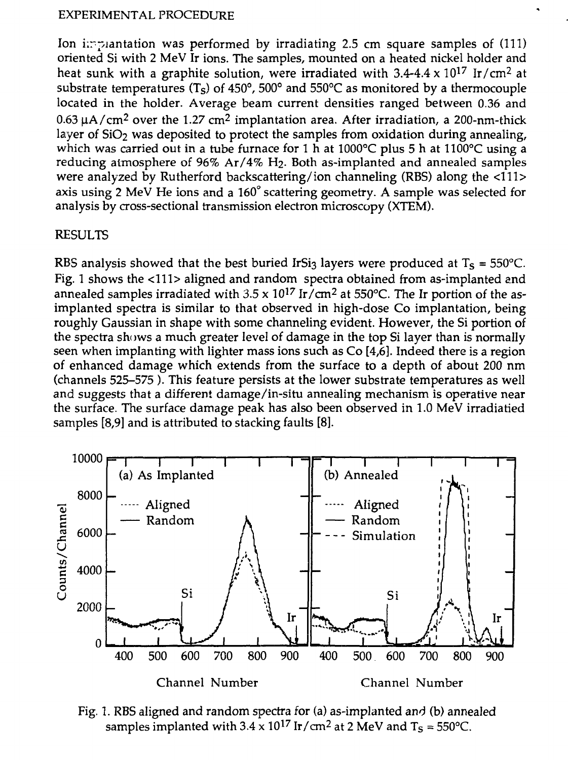## EXPERIMENTAL PROCEDURE

Ion implantation was performed by irradiating 2.5 cm square samples of (111) oriented Si with 2 MeV Ir ions. The samples, mounted on a heated nickel holder and heat sunk with a graphite solution, were irradiated with 3.4-4.4 x $10^{17}$ Ir/cm$^2$ at substrate temperatures ($T_S$) of 450°, 500° and 550°C as monitored by a thermocouple located in the holder. Average beam current densities ranged between 0.36 and 0.63 μA/cm$^2$ over the 1.27 cm$^2$ implantation area. After irradiation, a 200-nm-thick layer of $SiO_2$ was deposited to protect the samples from oxidation during annealing, which was carried out in a tube furnace for 1 h at 1000°C plus 5 h at 1100°C using a reducing atmosphere of 96% Ar/4% $H_2$. Both as-implanted and annealed samples were analyzed by Rutherford backscattering/ion channeling (RBS) along the <111> axis using 2 MeV He ions and a 160° scattering geometry. A sample was selected for analysis by cross-sectional transmission electron microscopy (XTEM).

## RESULTS

RBS analysis showed that the best buried $IrSi_3$ layers were produced at $T_S$ = 550°C. Fig. 1 shows the <111> aligned and random spectra obtained from as-implanted and annealed samples irradiated with 3.5 x $10^{17}$ Ir/cm$^2$ at 550°C. The Ir portion of the as-implanted spectra is similar to that observed in high-dose Co implantation, being roughly Gaussian in shape with some channeling evident. However, the Si portion of the spectra shows a much greater level of damage in the top Si layer than is normally seen when implanting with lighter mass ions such as Co [4,6]. Indeed there is a region of enhanced damage which extends from the surface to a depth of about 200 nm (channels 525–575 ). This feature persists at the lower substrate temperatures as well and suggests that a different damage/in-situ annealing mechanism is operative near the surface. The surface damage peak has also been observed in 1.0 MeV irradiatied samples [8,9] and is attributed to stacking faults [8].

Fig. 1. RBS aligned and random spectra for (a) as-implanted and (b) annealed samples implanted with 3.4 x $10^{17}$ Ir/cm$^2$ at 2 MeV and $T_S$ = 550°C.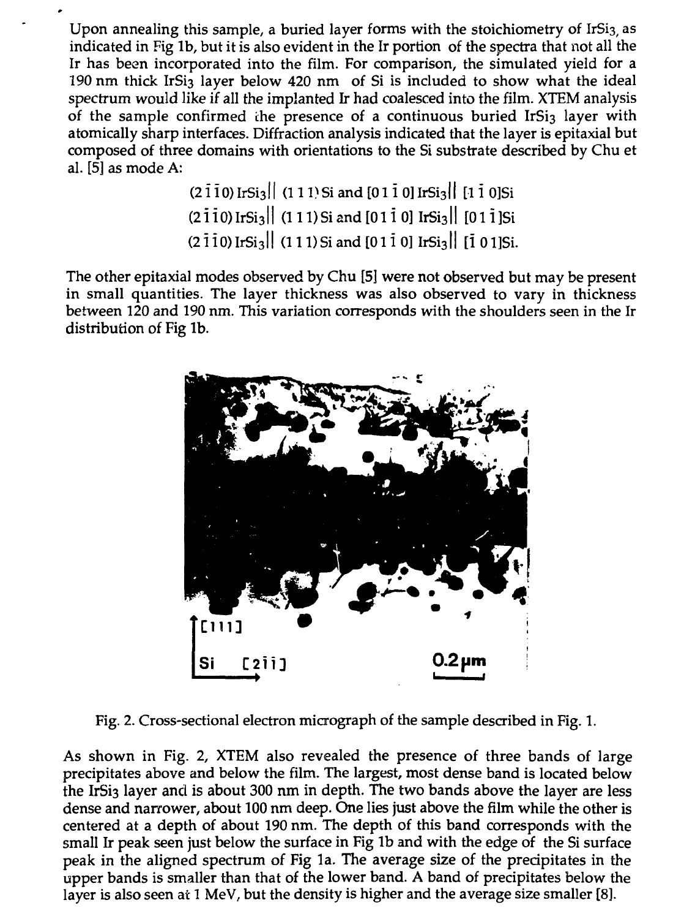Upon annealing this sample, a buried layer forms with the stoichiometry of $IrSi_3$, as indicated in Fig 1b, but it is also evident in the Ir portion of the spectra that not all the Ir has been incorporated into the film. For comparison, the simulated yield for a 190 nm thick $IrSi_3$ layer below 420 nm of Si is included to show what the ideal spectrum would like if all the implanted Ir had coalesced into the film. XTEM analysis of the sample confirmed the presence of a continuous buried $IrSi_3$ layer with atomically sharp interfaces. Diffraction analysis indicated that the layer is epitaxial but composed of three domains with orientations to the Si substrate described by Chu et al. [5] as mode A:

$$(2\bar{1}\bar{1}0)\,IrSi_3 \parallel (111)\,Si \text{ and } [01\bar{1}0]\,IrSi_3 \parallel [1\bar{1}0]Si$$

$$(2\bar{1}\bar{1}0)\,IrSi_3 \parallel (111)\,Si \text{ and } [01\bar{1}0]\,IrSi_3 \parallel [01\bar{1}]Si$$

$$(2\bar{1}\bar{1}0)\,IrSi_3 \parallel (111)\,Si \text{ and } [01\bar{1}0]\,IrSi_3 \parallel [\bar{1}01]Si.$$

The other epitaxial modes observed by Chu [5] were not observed but may be present in small quantities. The layer thickness was also observed to vary in thickness between 120 and 190 nm. This variation corresponds with the shoulders seen in the Ir distribution of Fig 1b.

Fig. 2. Cross-sectional electron micrograph of the sample described in Fig. 1.

As shown in Fig. 2, XTEM also revealed the presence of three bands of large precipitates above and below the film. The largest, most dense band is located below the $IrSi_3$ layer and is about 300 nm in depth. The two bands above the layer are less dense and narrower, about 100 nm deep. One lies just above the film while the other is centered at a depth of about 190 nm. The depth of this band corresponds with the small Ir peak seen just below the surface in Fig 1b and with the edge of the Si surface peak in the aligned spectrum of Fig 1a. The average size of the precipitates in the upper bands is smaller than that of the lower band. A band of precipitates below the layer is also seen at 1 MeV, but the density is higher and the average size smaller [8].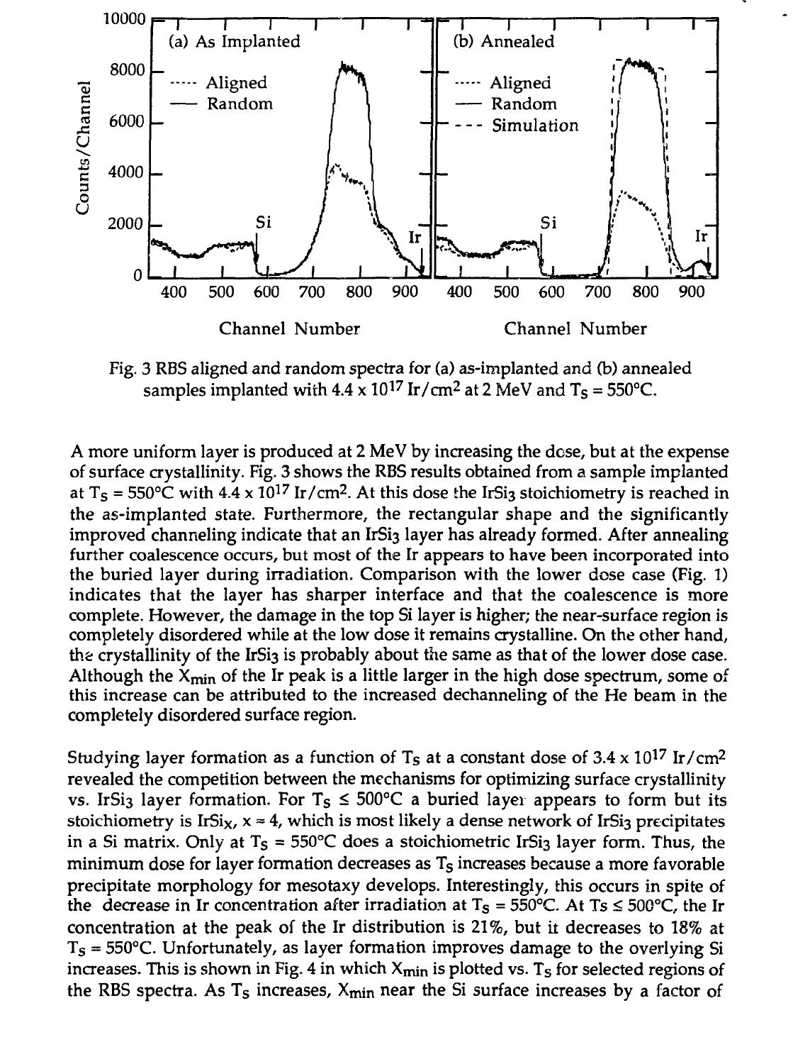Fig. 3 RBS aligned and random spectra for (a) as-implanted and (b) annealed samples implanted with $4.4 \times 10^{17}$ Ir/cm$^2$ at 2 MeV and $T_S = 550°C$.

A more uniform layer is produced at 2 MeV by increasing the dose, but at the expense of surface crystallinity. Fig. 3 shows the RBS results obtained from a sample implanted at $T_S = 550°C$ with $4.4 \times 10^{17}$ Ir/cm$^2$. At this dose the $IrSi_3$ stoichiometry is reached in the as-implanted state. Furthermore, the rectangular shape and the significantly improved channeling indicate that an $IrSi_3$ layer has already formed. After annealing further coalescence occurs, but most of the Ir appears to have been incorporated into the buried layer during irradiation. Comparison with the lower dose case (Fig. 1) indicates that the layer has sharper interface and that the coalescence is more complete. However, the damage in the top Si layer is higher; the near-surface region is completely disordered while at the low dose it remains crystalline. On the other hand, the crystallinity of the $IrSi_3$ is probably about the same as that of the lower dose case. Although the $X_{min}$ of the Ir peak is a little larger in the high dose spectrum, some of this increase can be attributed to the increased dechanneling of the He beam in the completely disordered surface region.

Studying layer formation as a function of $T_S$ at a constant dose of $3.4 \times 10^{17}$ Ir/cm$^2$ revealed the competition between the mechanisms for optimizing surface crystallinity vs. $IrSi_3$ layer formation. For $T_S \leq 500°C$ a buried layer appears to form but its stoichiometry is $IrSi_x$, $x \approx 4$, which is most likely a dense network of $IrSi_3$ precipitates in a Si matrix. Only at $T_S = 550°C$ does a stoichiometric $IrSi_3$ layer form. Thus, the minimum dose for layer formation decreases as $T_S$ increases because a more favorable precipitate morphology for mesotaxy develops. Interestingly, this occurs in spite of the decrease in Ir concentration after irradiation at $T_S = 550°C$. At $T_S \leq 500°C$, the Ir concentration at the peak of the Ir distribution is 21%, but it decreases to 18% at $T_S = 550°C$. Unfortunately, as layer formation improves damage to the overlying Si increases. This is shown in Fig. 4 in which $X_{min}$ is plotted vs. $T_S$ for selected regions of the RBS spectra. As $T_S$ increases, $X_{min}$ near the Si surface increases by a factor of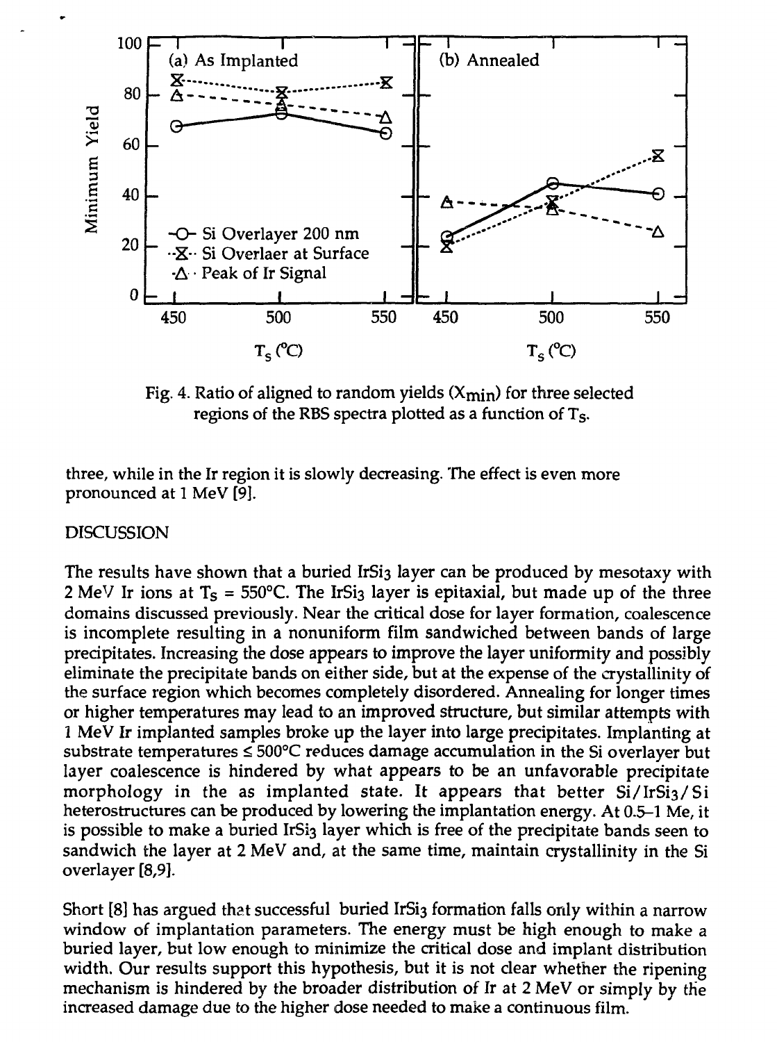Fig. 4. Ratio of aligned to random yields ($X_{min}$) for three selected regions of the RBS spectra plotted as a function of $T_S$.

three, while in the Ir region it is slowly decreasing. The effect is even more pronounced at 1 MeV [9].

## DISCUSSION

The results have shown that a buried $IrSi_3$ layer can be produced by mesotaxy with 2 MeV Ir ions at $T_S$ = 550°C. The $IrSi_3$ layer is epitaxial, but made up of the three domains discussed previously. Near the critical dose for layer formation, coalescence is incomplete resulting in a nonuniform film sandwiched between bands of large precipitates. Increasing the dose appears to improve the layer uniformity and possibly eliminate the precipitate bands on either side, but at the expense of the crystallinity of the surface region which becomes completely disordered. Annealing for longer times or higher temperatures may lead to an improved structure, but similar attempts with 1 MeV Ir implanted samples broke up the layer into large precipitates. Implanting at substrate temperatures ≤ 500°C reduces damage accumulation in the Si overlayer but layer coalescence is hindered by what appears to be an unfavorable precipitate morphology in the as implanted state. It appears that better $Si/IrSi_3/Si$ heterostructures can be produced by lowering the implantation energy. At 0.5–1 Me, it is possible to make a buried $IrSi_3$ layer which is free of the precipitate bands seen to sandwich the layer at 2 MeV and, at the same time, maintain crystallinity in the Si overlayer [8,9].

Short [8] has argued that successful buried $IrSi_3$ formation falls only within a narrow window of implantation parameters. The energy must be high enough to make a buried layer, but low enough to minimize the critical dose and implant distribution width. Our results support this hypothesis, but it is not clear whether the ripening mechanism is hindered by the broader distribution of Ir at 2 MeV or simply by the increased damage due to the higher dose needed to make a continuous film.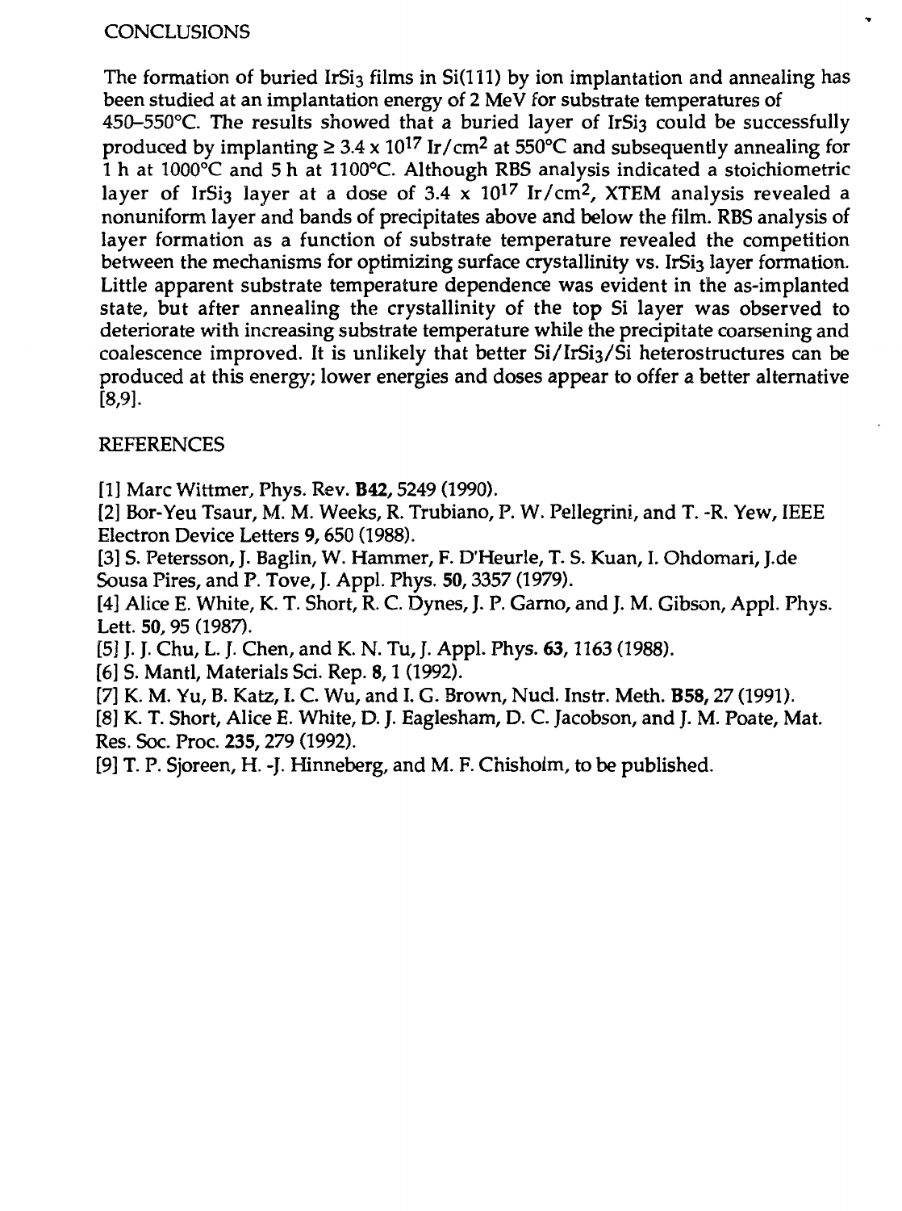## CONCLUSIONS

The formation of buried $IrSi_3$ films in Si(111) by ion implantation and annealing has been studied at an implantation energy of 2 MeV for substrate temperatures of 450–550°C. The results showed that a buried layer of $IrSi_3$ could be successfully produced by implanting $\geq 3.4 \times 10^{17}$ Ir/cm$^2$ at 550°C and subsequently annealing for 1 h at 1000°C and 5 h at 1100°C. Although RBS analysis indicated a stoichiometric layer of $IrSi_3$ layer at a dose of $3.4 \times 10^{17}$ Ir/cm$^2$, XTEM analysis revealed a nonuniform layer and bands of precipitates above and below the film. RBS analysis of layer formation as a function of substrate temperature revealed the competition between the mechanisms for optimizing surface crystallinity vs. $IrSi_3$ layer formation. Little apparent substrate temperature dependence was evident in the as-implanted state, but after annealing the crystallinity of the top Si layer was observed to deteriorate with increasing substrate temperature while the precipitate coarsening and coalescence improved. It is unlikely that better Si/$IrSi_3$/Si heterostructures can be produced at this energy; lower energies and doses appear to offer a better alternative [8,9].

## REFERENCES

[1] Marc Wittmer, Phys. Rev. **B42**, 5249 (1990).

[2] Bor-Yeu Tsaur, M. M. Weeks, R. Trubiano, P. W. Pellegrini, and T. -R. Yew, IEEE Electron Device Letters **9**, 650 (1988).

[3] S. Petersson, J. Baglin, W. Hammer, F. D'Heurle, T. S. Kuan, I. Ohdomari, J.de Sousa Pires, and P. Tove, J. Appl. Phys. **50**, 3357 (1979).

[4] Alice E. White, K. T. Short, R. C. Dynes, J. P. Garno, and J. M. Gibson, Appl. Phys. Lett. **50**, 95 (1987).

[5] J. J. Chu, L. J. Chen, and K. N. Tu, J. Appl. Phys. **63**, 1163 (1988).

[6] S. Mantl, Materials Sci. Rep. **8**, 1 (1992).

[7] K. M. Yu, B. Katz, I. C. Wu, and I. G. Brown, Nucl. Instr. Meth. **B58**, 27 (1991).

[8] K. T. Short, Alice E. White, D. J. Eaglesham, D. C. Jacobson, and J. M. Poate, Mat. Res. Soc. Proc. **235**, 279 (1992).

[9] T. P. Sjoreen, H. -J. Hinneberg, and M. F. Chisholm, to be published.